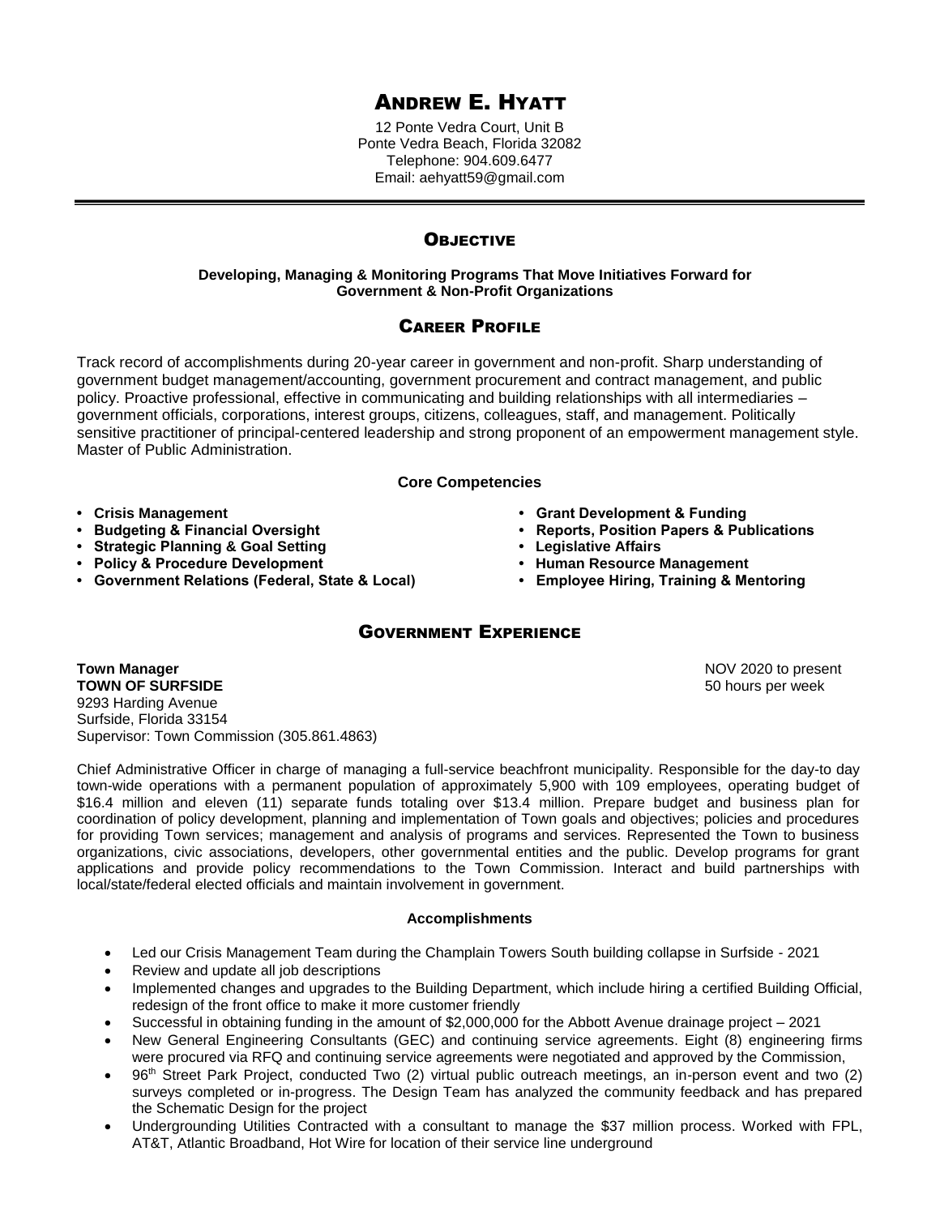# Andrew E. Hyatt

12 Ponte Vedra Court, Unit B
Ponte Vedra Beach, Florida 32082
Telephone: 904.609.6477
Email: aehyatt59@gmail.com

---

## Objective

**Developing, Managing & Monitoring Programs That Move Initiatives Forward for Government & Non-Profit Organizations**

## Career Profile

Track record of accomplishments during 20-year career in government and non-profit. Sharp understanding of government budget management/accounting, government procurement and contract management, and public policy. Proactive professional, effective in communicating and building relationships with all intermediaries – government officials, corporations, interest groups, citizens, colleagues, staff, and management. Politically sensitive practitioner of principal-centered leadership and strong proponent of an empowerment management style. Master of Public Administration.

### Core Competencies

- **Crisis Management**
- **Budgeting & Financial Oversight**
- **Strategic Planning & Goal Setting**
- **Policy & Procedure Development**
- **Government Relations (Federal, State & Local)**
- **Grant Development & Funding**
- **Reports, Position Papers & Publications**
- **Legislative Affairs**
- **Human Resource Management**
- **Employee Hiring, Training & Mentoring**

## Government Experience

**Town Manager** — NOV 2020 to present
**TOWN OF SURFSIDE** — 50 hours per week
9293 Harding Avenue
Surfside, Florida 33154
Supervisor: Town Commission (305.861.4863)

Chief Administrative Officer in charge of managing a full-service beachfront municipality. Responsible for the day-to day town-wide operations with a permanent population of approximately 5,900 with 109 employees, operating budget of $16.4 million and eleven (11) separate funds totaling over $13.4 million. Prepare budget and business plan for coordination of policy development, planning and implementation of Town goals and objectives; policies and procedures for providing Town services; management and analysis of programs and services. Represented the Town to business organizations, civic associations, developers, other governmental entities and the public. Develop programs for grant applications and provide policy recommendations to the Town Commission. Interact and build partnerships with local/state/federal elected officials and maintain involvement in government.

### Accomplishments

- Led our Crisis Management Team during the Champlain Towers South building collapse in Surfside - 2021
- Review and update all job descriptions
- Implemented changes and upgrades to the Building Department, which include hiring a certified Building Official, redesign of the front office to make it more customer friendly
- Successful in obtaining funding in the amount of $2,000,000 for the Abbott Avenue drainage project – 2021
- New General Engineering Consultants (GEC) and continuing service agreements. Eight (8) engineering firms were procured via RFQ and continuing service agreements were negotiated and approved by the Commission,
- 96th Street Park Project, conducted Two (2) virtual public outreach meetings, an in-person event and two (2) surveys completed or in-progress. The Design Team has analyzed the community feedback and has prepared the Schematic Design for the project
- Undergrounding Utilities Contracted with a consultant to manage the $37 million process. Worked with FPL, AT&T, Atlantic Broadband, Hot Wire for location of their service line underground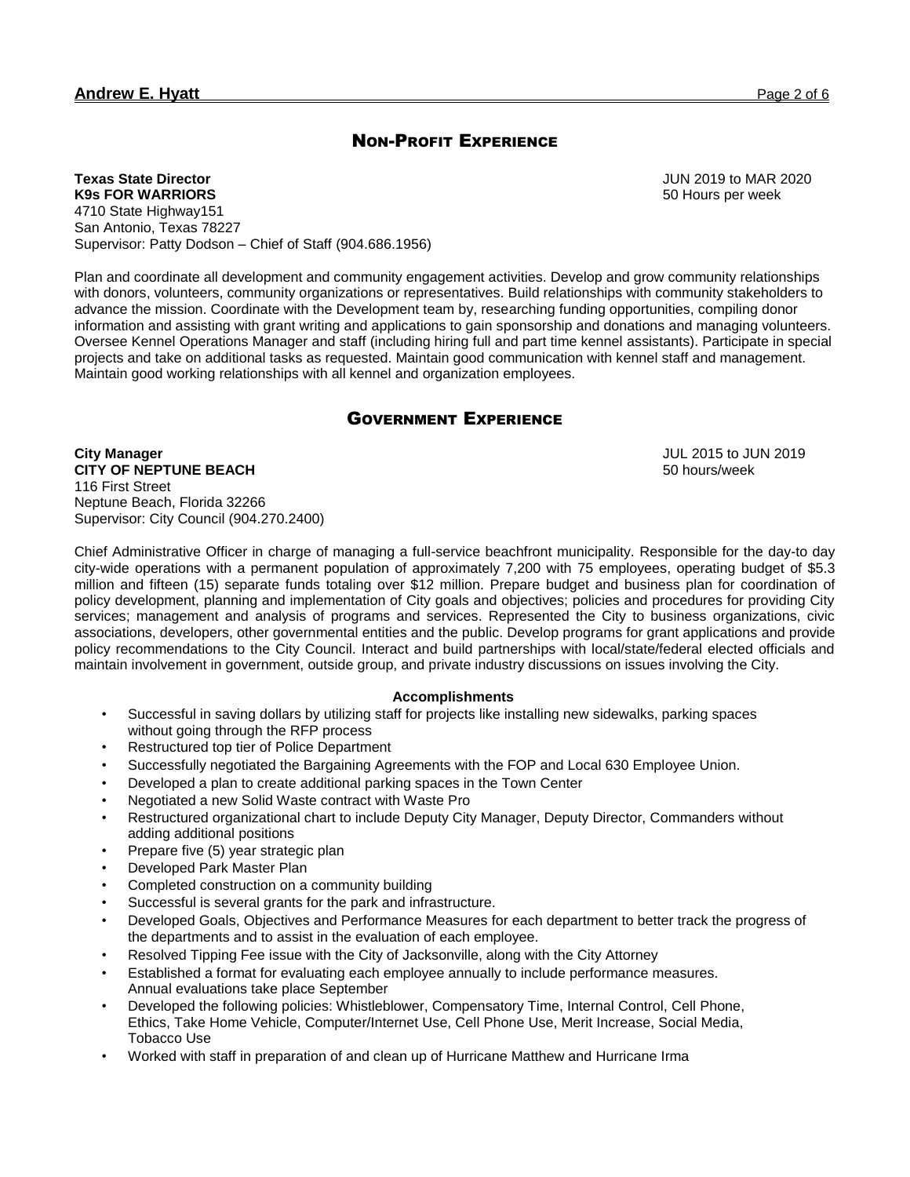## Non-Profit Experience

**Texas State Director** JUN 2019 to MAR 2020
**K9s FOR WARRIORS** 50 Hours per week
4710 State Highway151
San Antonio, Texas 78227
Supervisor: Patty Dodson – Chief of Staff (904.686.1956)

Plan and coordinate all development and community engagement activities. Develop and grow community relationships with donors, volunteers, community organizations or representatives. Build relationships with community stakeholders to advance the mission. Coordinate with the Development team by, researching funding opportunities, compiling donor information and assisting with grant writing and applications to gain sponsorship and donations and managing volunteers. Oversee Kennel Operations Manager and staff (including hiring full and part time kennel assistants). Participate in special projects and take on additional tasks as requested. Maintain good communication with kennel staff and management. Maintain good working relationships with all kennel and organization employees.

## Government Experience

**City Manager** JUL 2015 to JUN 2019
**CITY OF NEPTUNE BEACH** 50 hours/week
116 First Street
Neptune Beach, Florida 32266
Supervisor: City Council (904.270.2400)

Chief Administrative Officer in charge of managing a full-service beachfront municipality. Responsible for the day-to day city-wide operations with a permanent population of approximately 7,200 with 75 employees, operating budget of $5.3 million and fifteen (15) separate funds totaling over $12 million. Prepare budget and business plan for coordination of policy development, planning and implementation of City goals and objectives; policies and procedures for providing City services; management and analysis of programs and services. Represented the City to business organizations, civic associations, developers, other governmental entities and the public. Develop programs for grant applications and provide policy recommendations to the City Council. Interact and build partnerships with local/state/federal elected officials and maintain involvement in government, outside group, and private industry discussions on issues involving the City.

**Accomplishments**

- Successful in saving dollars by utilizing staff for projects like installing new sidewalks, parking spaces without going through the RFP process
- Restructured top tier of Police Department
- Successfully negotiated the Bargaining Agreements with the FOP and Local 630 Employee Union.
- Developed a plan to create additional parking spaces in the Town Center
- Negotiated a new Solid Waste contract with Waste Pro
- Restructured organizational chart to include Deputy City Manager, Deputy Director, Commanders without adding additional positions
- Prepare five (5) year strategic plan
- Developed Park Master Plan
- Completed construction on a community building
- Successful is several grants for the park and infrastructure.
- Developed Goals, Objectives and Performance Measures for each department to better track the progress of the departments and to assist in the evaluation of each employee.
- Resolved Tipping Fee issue with the City of Jacksonville, along with the City Attorney
- Established a format for evaluating each employee annually to include performance measures. Annual evaluations take place September
- Developed the following policies: Whistleblower, Compensatory Time, Internal Control, Cell Phone, Ethics, Take Home Vehicle, Computer/Internet Use, Cell Phone Use, Merit Increase, Social Media, Tobacco Use
- Worked with staff in preparation of and clean up of Hurricane Matthew and Hurricane Irma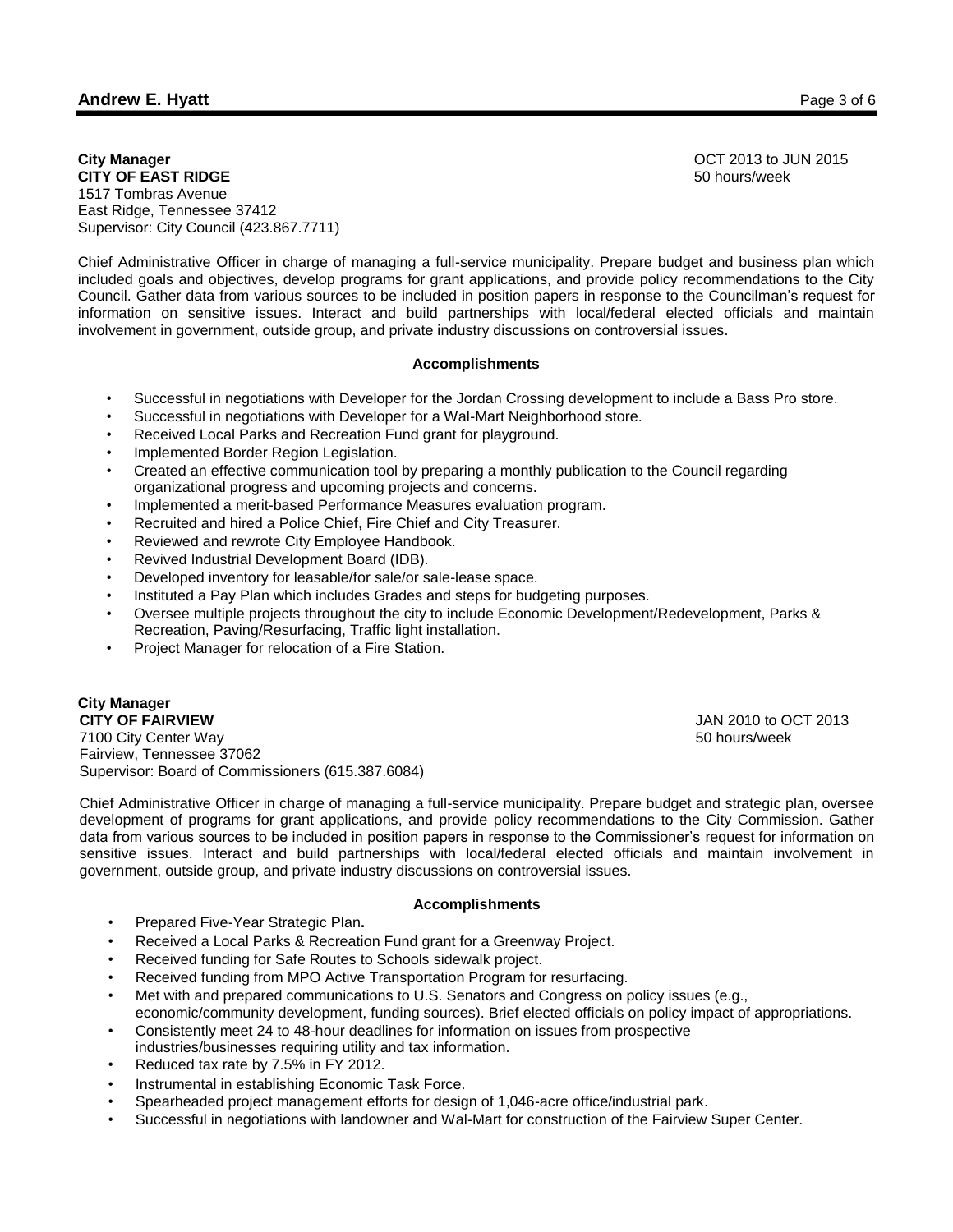**City Manager** OCT 2013 to JUN 2015
**CITY OF EAST RIDGE** 50 hours/week
1517 Tombras Avenue
East Ridge, Tennessee 37412
Supervisor: City Council (423.867.7711)

Chief Administrative Officer in charge of managing a full-service municipality. Prepare budget and business plan which included goals and objectives, develop programs for grant applications, and provide policy recommendations to the City Council. Gather data from various sources to be included in position papers in response to the Councilman's request for information on sensitive issues. Interact and build partnerships with local/federal elected officials and maintain involvement in government, outside group, and private industry discussions on controversial issues.

**Accomplishments**

- Successful in negotiations with Developer for the Jordan Crossing development to include a Bass Pro store.
- Successful in negotiations with Developer for a Wal-Mart Neighborhood store.
- Received Local Parks and Recreation Fund grant for playground.
- Implemented Border Region Legislation.
- Created an effective communication tool by preparing a monthly publication to the Council regarding organizational progress and upcoming projects and concerns.
- Implemented a merit-based Performance Measures evaluation program.
- Recruited and hired a Police Chief, Fire Chief and City Treasurer.
- Reviewed and rewrote City Employee Handbook.
- Revived Industrial Development Board (IDB).
- Developed inventory for leasable/for sale/or sale-lease space.
- Instituted a Pay Plan which includes Grades and steps for budgeting purposes.
- Oversee multiple projects throughout the city to include Economic Development/Redevelopment, Parks & Recreation, Paving/Resurfacing, Traffic light installation.
- Project Manager for relocation of a Fire Station.

**City Manager**
**CITY OF FAIRVIEW** JAN 2010 to OCT 2013
7100 City Center Way 50 hours/week
Fairview, Tennessee 37062
Supervisor: Board of Commissioners (615.387.6084)

Chief Administrative Officer in charge of managing a full-service municipality. Prepare budget and strategic plan, oversee development of programs for grant applications, and provide policy recommendations to the City Commission. Gather data from various sources to be included in position papers in response to the Commissioner's request for information on sensitive issues. Interact and build partnerships with local/federal elected officials and maintain involvement in government, outside group, and private industry discussions on controversial issues.

**Accomplishments**

- Prepared Five-Year Strategic Plan**.**
- Received a Local Parks & Recreation Fund grant for a Greenway Project.
- Received funding for Safe Routes to Schools sidewalk project.
- Received funding from MPO Active Transportation Program for resurfacing.
- Met with and prepared communications to U.S. Senators and Congress on policy issues (e.g., economic/community development, funding sources). Brief elected officials on policy impact of appropriations.
- Consistently meet 24 to 48-hour deadlines for information on issues from prospective industries/businesses requiring utility and tax information.
- Reduced tax rate by 7.5% in FY 2012.
- Instrumental in establishing Economic Task Force.
- Spearheaded project management efforts for design of 1,046-acre office/industrial park.
- Successful in negotiations with landowner and Wal-Mart for construction of the Fairview Super Center.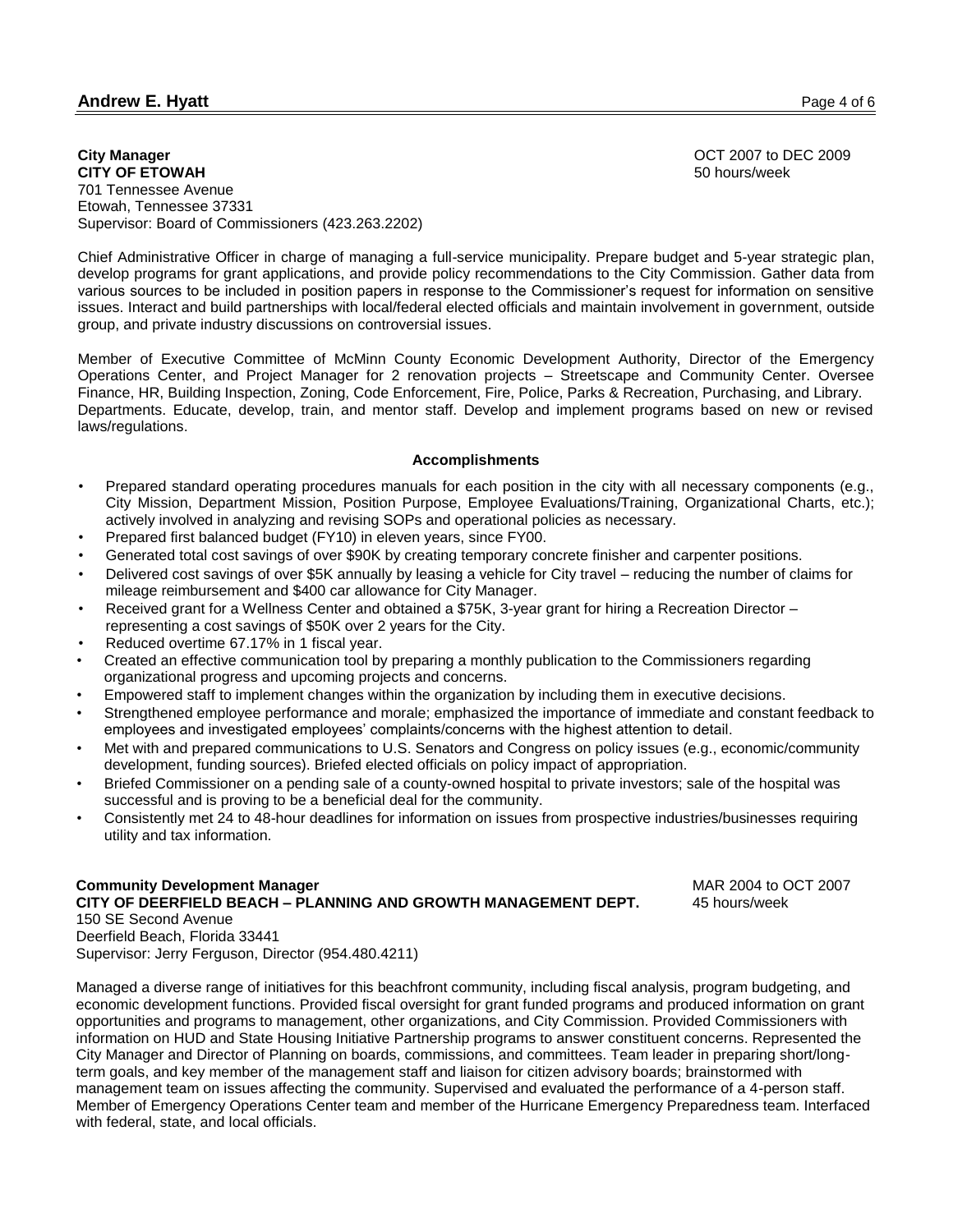**City Manager** OCT 2007 to DEC 2009
**CITY OF ETOWAH** 50 hours/week
701 Tennessee Avenue
Etowah, Tennessee 37331
Supervisor: Board of Commissioners (423.263.2202)

Chief Administrative Officer in charge of managing a full-service municipality. Prepare budget and 5-year strategic plan, develop programs for grant applications, and provide policy recommendations to the City Commission. Gather data from various sources to be included in position papers in response to the Commissioner's request for information on sensitive issues. Interact and build partnerships with local/federal elected officials and maintain involvement in government, outside group, and private industry discussions on controversial issues.

Member of Executive Committee of McMinn County Economic Development Authority, Director of the Emergency Operations Center, and Project Manager for 2 renovation projects – Streetscape and Community Center. Oversee Finance, HR, Building Inspection, Zoning, Code Enforcement, Fire, Police, Parks & Recreation, Purchasing, and Library. Departments. Educate, develop, train, and mentor staff. Develop and implement programs based on new or revised laws/regulations.

**Accomplishments**

- Prepared standard operating procedures manuals for each position in the city with all necessary components (e.g., City Mission, Department Mission, Position Purpose, Employee Evaluations/Training, Organizational Charts, etc.); actively involved in analyzing and revising SOPs and operational policies as necessary.
- Prepared first balanced budget (FY10) in eleven years, since FY00.
- Generated total cost savings of over $90K by creating temporary concrete finisher and carpenter positions.
- Delivered cost savings of over $5K annually by leasing a vehicle for City travel – reducing the number of claims for mileage reimbursement and $400 car allowance for City Manager.
- Received grant for a Wellness Center and obtained a $75K, 3-year grant for hiring a Recreation Director – representing a cost savings of $50K over 2 years for the City.
- Reduced overtime 67.17% in 1 fiscal year.
- Created an effective communication tool by preparing a monthly publication to the Commissioners regarding organizational progress and upcoming projects and concerns.
- Empowered staff to implement changes within the organization by including them in executive decisions.
- Strengthened employee performance and morale; emphasized the importance of immediate and constant feedback to employees and investigated employees' complaints/concerns with the highest attention to detail.
- Met with and prepared communications to U.S. Senators and Congress on policy issues (e.g., economic/community development, funding sources). Briefed elected officials on policy impact of appropriation.
- Briefed Commissioner on a pending sale of a county-owned hospital to private investors; sale of the hospital was successful and is proving to be a beneficial deal for the community.
- Consistently met 24 to 48-hour deadlines for information on issues from prospective industries/businesses requiring utility and tax information.

**Community Development Manager** MAR 2004 to OCT 2007
**CITY OF DEERFIELD BEACH – PLANNING AND GROWTH MANAGEMENT DEPT.** 45 hours/week
150 SE Second Avenue
Deerfield Beach, Florida 33441
Supervisor: Jerry Ferguson, Director (954.480.4211)

Managed a diverse range of initiatives for this beachfront community, including fiscal analysis, program budgeting, and economic development functions. Provided fiscal oversight for grant funded programs and produced information on grant opportunities and programs to management, other organizations, and City Commission. Provided Commissioners with information on HUD and State Housing Initiative Partnership programs to answer constituent concerns. Represented the City Manager and Director of Planning on boards, commissions, and committees. Team leader in preparing short/long-term goals, and key member of the management staff and liaison for citizen advisory boards; brainstormed with management team on issues affecting the community. Supervised and evaluated the performance of a 4-person staff. Member of Emergency Operations Center team and member of the Hurricane Emergency Preparedness team. Interfaced with federal, state, and local officials.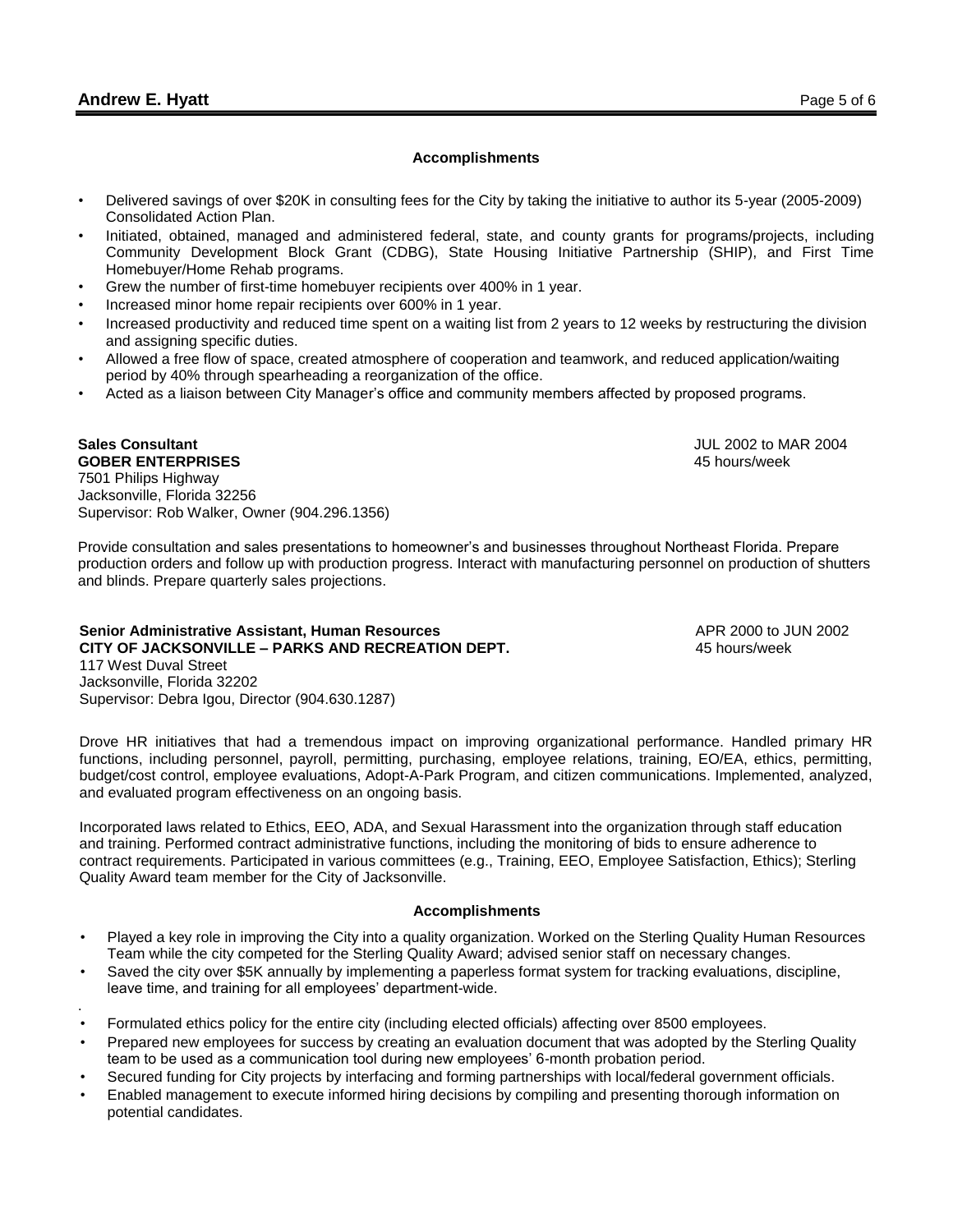### Accomplishments

- Delivered savings of over $20K in consulting fees for the City by taking the initiative to author its 5-year (2005-2009) Consolidated Action Plan.
- Initiated, obtained, managed and administered federal, state, and county grants for programs/projects, including Community Development Block Grant (CDBG), State Housing Initiative Partnership (SHIP), and First Time Homebuyer/Home Rehab programs.
- Grew the number of first-time homebuyer recipients over 400% in 1 year.
- Increased minor home repair recipients over 600% in 1 year.
- Increased productivity and reduced time spent on a waiting list from 2 years to 12 weeks by restructuring the division and assigning specific duties.
- Allowed a free flow of space, created atmosphere of cooperation and teamwork, and reduced application/waiting period by 40% through spearheading a reorganization of the office.
- Acted as a liaison between City Manager's office and community members affected by proposed programs.

**Sales Consultant** — JUL 2002 to MAR 2004
**GOBER ENTERPRISES** — 45 hours/week
7501 Philips Highway
Jacksonville, Florida 32256
Supervisor: Rob Walker, Owner (904.296.1356)

Provide consultation and sales presentations to homeowner's and businesses throughout Northeast Florida. Prepare production orders and follow up with production progress. Interact with manufacturing personnel on production of shutters and blinds. Prepare quarterly sales projections.

**Senior Administrative Assistant, Human Resources** — APR 2000 to JUN 2002
**CITY OF JACKSONVILLE – PARKS AND RECREATION DEPT.** — 45 hours/week
117 West Duval Street
Jacksonville, Florida 32202
Supervisor: Debra Igou, Director (904.630.1287)

Drove HR initiatives that had a tremendous impact on improving organizational performance. Handled primary HR functions, including personnel, payroll, permitting, purchasing, employee relations, training, EO/EA, ethics, permitting, budget/cost control, employee evaluations, Adopt-A-Park Program, and citizen communications. Implemented, analyzed, and evaluated program effectiveness on an ongoing basis.

Incorporated laws related to Ethics, EEO, ADA, and Sexual Harassment into the organization through staff education and training. Performed contract administrative functions, including the monitoring of bids to ensure adherence to contract requirements. Participated in various committees (e.g., Training, EEO, Employee Satisfaction, Ethics); Sterling Quality Award team member for the City of Jacksonville.

### Accomplishments

- Played a key role in improving the City into a quality organization. Worked on the Sterling Quality Human Resources Team while the city competed for the Sterling Quality Award; advised senior staff on necessary changes.
- Saved the city over $5K annually by implementing a paperless format system for tracking evaluations, discipline, leave time, and training for all employees' department-wide.
- Formulated ethics policy for the entire city (including elected officials) affecting over 8500 employees.
- Prepared new employees for success by creating an evaluation document that was adopted by the Sterling Quality team to be used as a communication tool during new employees' 6-month probation period.
- Secured funding for City projects by interfacing and forming partnerships with local/federal government officials.
- Enabled management to execute informed hiring decisions by compiling and presenting thorough information on potential candidates.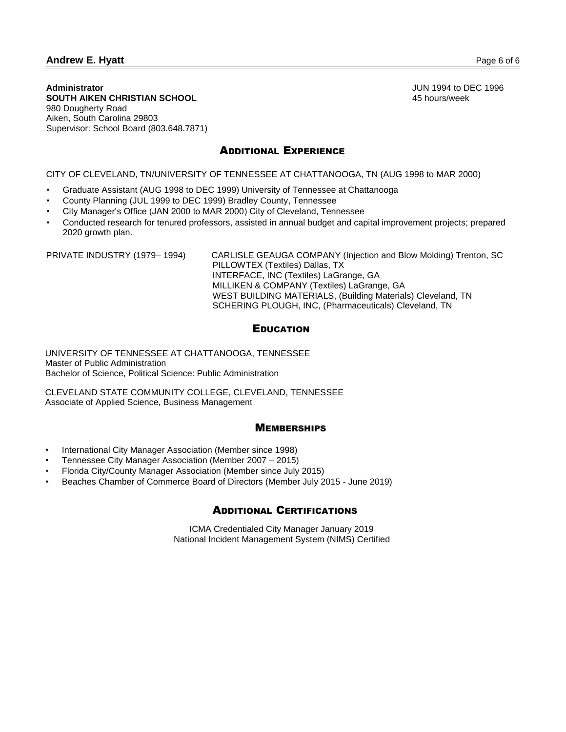**Administrator** JUN 1994 to DEC 1996
**SOUTH AIKEN CHRISTIAN SCHOOL** 45 hours/week
980 Dougherty Road
Aiken, South Carolina 29803
Supervisor: School Board (803.648.7871)

## Additional Experience

CITY OF CLEVELAND, TN/UNIVERSITY OF TENNESSEE AT CHATTANOOGA, TN (AUG 1998 to MAR 2000)

- Graduate Assistant (AUG 1998 to DEC 1999) University of Tennessee at Chattanooga
- County Planning (JUL 1999 to DEC 1999) Bradley County, Tennessee
- City Manager's Office (JAN 2000 to MAR 2000) City of Cleveland, Tennessee
- Conducted research for tenured professors, assisted in annual budget and capital improvement projects; prepared 2020 growth plan.

PRIVATE INDUSTRY (1979– 1994)

CARLISLE GEAUGA COMPANY (Injection and Blow Molding) Trenton, SC
PILLOWTEX (Textiles) Dallas, TX
INTERFACE, INC (Textiles) LaGrange, GA
MILLIKEN & COMPANY (Textiles) LaGrange, GA
WEST BUILDING MATERIALS, (Building Materials) Cleveland, TN
SCHERING PLOUGH, INC, (Pharmaceuticals) Cleveland, TN

## Education

UNIVERSITY OF TENNESSEE AT CHATTANOOGA, TENNESSEE
Master of Public Administration
Bachelor of Science, Political Science: Public Administration

CLEVELAND STATE COMMUNITY COLLEGE, CLEVELAND, TENNESSEE
Associate of Applied Science, Business Management

## Memberships

- International City Manager Association (Member since 1998)
- Tennessee City Manager Association (Member 2007 – 2015)
- Florida City/County Manager Association (Member since July 2015)
- Beaches Chamber of Commerce Board of Directors (Member July 2015 - June 2019)

## Additional Certifications

ICMA Credentialed City Manager January 2019
National Incident Management System (NIMS) Certified